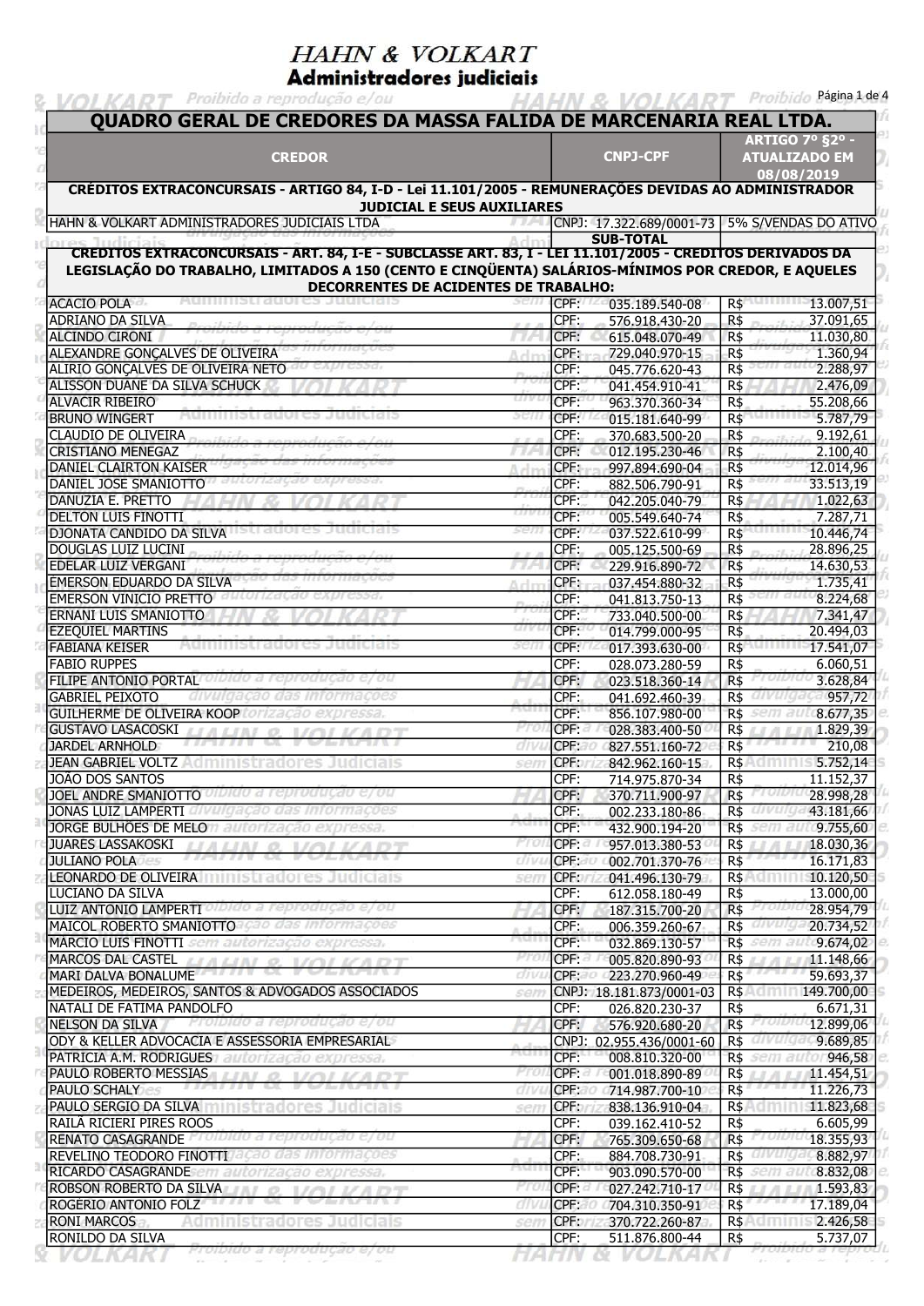HAHN & VOLKART
**Administradores judiciais**

| CREDOR | CNPJ-CPF | ARTIGO 7º §2º - ATUALIZADO EM 08/08/2019 |
|---|---|---|
| **QUADRO GERAL DE CREDORES DA MASSA FALIDA DE MARCENARIA REAL LTDA.** | | |
| **CRÉDITOS EXTRACONCURSAIS - ARTIGO 84, I-D - Lei 11.101/2005 - REMUNERAÇÕES DEVIDAS AO ADMINISTRADOR JUDICIAL E SEUS AUXILIARES** | | |
| HAHN & VOLKART ADMINISTRADORES JUDICIAIS LTDA | CNPJ: 17.322.689/0001-73 | 5% S/VENDAS DO ATIVO |
| | **SUB-TOTAL** | |
| **CREDITOS EXTRACONCURSAIS - ART. 84, I-E - SUBCLASSE ART. 83, I - LEI 11.101/2005 - CREDITOS DERIVADOS DA LEGISLAÇÃO DO TRABALHO, LIMITADOS A 150 (CENTO E CINQÜENTA) SALÁRIOS-MÍNIMOS POR CREDOR, E AQUELES DECORRENTES DE ACIDENTES DE TRABALHO:** | | |
| ACACIO POLA | CPF: 035.189.540-08 | R$ 13.007,51 |
| ADRIANO DA SILVA | CPF: 576.918.430-20 | R$ 37.091,65 |
| ALCINDO CIRONI | CPF: 615.048.070-49 | R$ 11.030,80 |
| ALEXANDRE GONÇALVES DE OLIVEIRA | CPF: 729.040.970-15 | R$ 1.360,94 |
| ALIRIO GONÇALVES DE OLIVEIRA NETO | CPF: 045.776.620-43 | R$ 2.288,97 |
| ALISSON DUANE DA SILVA SCHUCK | CPF: 041.454.910-41 | R$ 2.476,09 |
| ALVACIR RIBEIRO | CPF: 963.370.360-34 | R$ 55.208,66 |
| BRUNO WINGERT | CPF: 015.181.640-99 | R$ 5.787,79 |
| CLAUDIO DE OLIVEIRA | CPF: 370.683.500-20 | R$ 9.192,61 |
| CRISTIANO MENEGAZ | CPF: 012.195.230-46 | R$ 2.100,40 |
| DANIEL CLAIRTON KAISER | CPF: 997.894.690-04 | R$ 12.014,96 |
| DANIEL JOSE SMANIOTTO | CPF: 882.506.790-91 | R$ 33.513,19 |
| DANUZIA E. PRETTO | CPF: 042.205.040-79 | R$ 1.022,63 |
| DELTON LUIS FINOTTI | CPF: 005.549.640-74 | R$ 7.287,71 |
| DJONATA CANDIDO DA SILVA | CPF: 037.522.610-99 | R$ 10.446,74 |
| DOUGLAS LUIZ LUCINI | CPF: 005.125.500-69 | R$ 28.896,25 |
| EDELAR LUIZ VERGANI | CPF: 229.916.890-72 | R$ 14.630,53 |
| EMERSON EDUARDO DA SILVA | CPF: 037.454.880-32 | R$ 1.735,41 |
| EMERSON VINICIO PRETTO | CPF: 041.813.750-13 | R$ 8.224,68 |
| ERNANI LUIS SMANIOTTO | CPF: 733.040.500-00 | R$ 7.341,47 |
| EZEQUIEL MARTINS | CPF: 014.799.000-95 | R$ 20.494,03 |
| FABIANA KEISER | CPF: 017.393.630-00 | R$ 17.541,07 |
| FABIO RUPPES | CPF: 028.073.280-59 | R$ 6.060,51 |
| FILIPE ANTONIO PORTAL | CPF: 023.518.360-14 | R$ 3.628,84 |
| GABRIEL PEIXOTO | CPF: 041.692.460-39 | R$ 957,72 |
| GUILHERME DE OLIVEIRA KOOP | CPF: 856.107.980-00 | R$ 8.677,35 |
| GUSTAVO LASACOSKI | CPF: 028.383.400-50 | R$ 1.829,39 |
| JARDEL ARNHOLD | CPF: 827.551.160-72 | R$ 210,08 |
| JEAN GABRIEL VOLTZ | CPF: 842.962.160-15 | R$ 5.752,14 |
| JOÃO DOS SANTOS | CPF: 714.975.870-34 | R$ 11.152,37 |
| JOEL ANDRE SMANIOTTO | CPF: 370.711.900-97 | R$ 28.998,28 |
| JONAS LUIZ LAMPERTI | CPF: 002.233.180-86 | R$ 43.181,66 |
| JORGE BULHÕES DE MELO | CPF: 432.900.194-20 | R$ 9.755,60 |
| JUARES LASSAKOSKI | CPF: 957.013.380-53 | R$ 18.030,36 |
| JULIANO POLA | CPF: 002.701.370-76 | R$ 16.171,83 |
| LEONARDO DE OLIVEIRA | CPF: 041.496.130-79 | R$ 10.120,50 |
| LUCIANO DA SILVA | CPF: 612.058.180-49 | R$ 13.000,00 |
| LUIZ ANTONIO LAMPERTI | CPF: 187.315.700-20 | R$ 28.954,79 |
| MAICOL ROBERTO SMANIOTTO | CPF: 006.359.260-67 | R$ 20.734,52 |
| MARCIO LUIS FINOTTI | CPF: 032.869.130-57 | R$ 9.674,02 |
| MARCOS DAL CASTEL | CPF: 005.820.890-93 | R$ 11.148,66 |
| MARI DALVA BONALUME | CPF: 223.270.960-49 | R$ 59.693,37 |
| MEDEIROS, MEDEIROS, SANTOS & ADVOGADOS ASSOCIADOS | CNPJ: 18.181.873/0001-03 | R$ 149.700,00 |
| NATALI DE FATIMA PANDOLFO | CPF: 026.820.230-37 | R$ 6.671,31 |
| NELSON DA SILVA | CPF: 576.920.680-20 | R$ 12.899,06 |
| ODY & KELLER ADVOCACIA E ASSESSORIA EMPRESARIAL | CNPJ: 02.955.436/0001-60 | R$ 9.689,85 |
| PATRICIA A.M. RODRIGUES | CPF: 008.810.320-00 | R$ 946,58 |
| PAULO ROBERTO MESSIAS | CPF: 001.018.890-89 | R$ 11.454,51 |
| PAULO SCHALY | CPF: 714.987.700-10 | R$ 11.226,73 |
| PAULO SERGIO DA SILVA | CPF: 838.136.910-04 | R$ 11.823,68 |
| RAILÃ RICIERI PIRES ROOS | CPF: 039.162.410-52 | R$ 6.605,99 |
| RENATO CASAGRANDE | CPF: 765.309.650-68 | R$ 18.355,93 |
| REVELINO TEODORO FINOTTI | CPF: 884.708.730-91 | R$ 8.882,97 |
| RICARDO CASAGRANDE | CPF: 903.090.570-00 | R$ 8.832,08 |
| ROBSON ROBERTO DA SILVA | CPF: 027.242.710-17 | R$ 1.593,83 |
| ROGERIO ANTONIO FOLZ | CPF: 704.310.350-91 | R$ 17.189,04 |
| RONI MARCOS | CPF: 370.722.260-87 | R$ 2.426,58 |
| RONILDO DA SILVA | CPF: 511.876.800-44 | R$ 5.737,07 |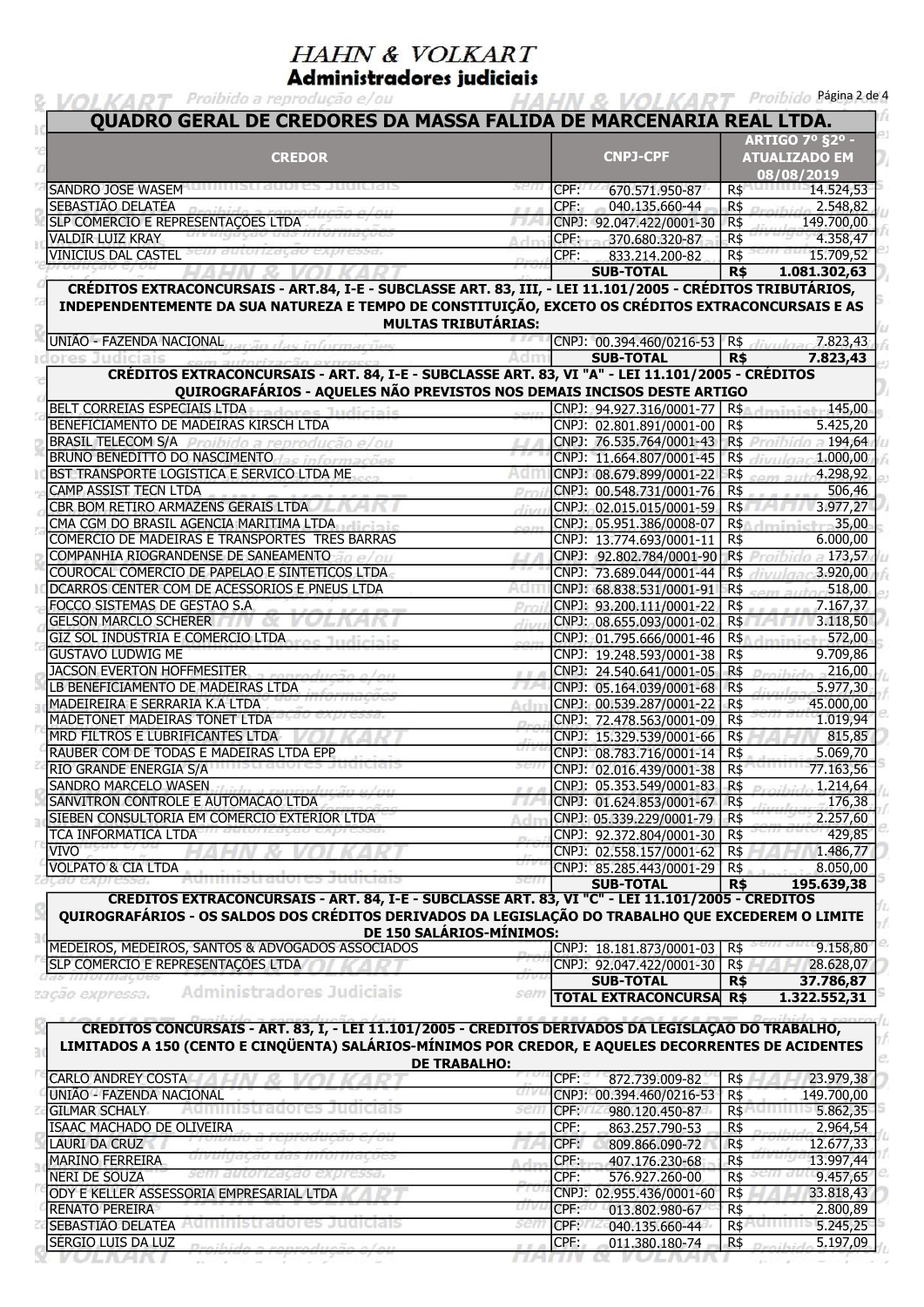## QUADRO GERAL DE CREDORES DA MASSA FALIDA DE MARCENARIA REAL LTDA.

| CREDOR | CNPJ-CPF | | ARTIGO 7º §2º - ATUALIZADO EM 08/08/2019 | |
|---|---|---|---|---|
| SANDRO JOSE WASEM | CPF: | 670.571.950-87 | R$ | 14.524,53 |
| SEBASTIÃO DELATÉA | CPF: | 040.135.660-44 | R$ | 2.548,82 |
| SLP COMERCIO E REPRESENTAÇÕES LTDA | CNPJ: | 92.047.422/0001-30 | R$ | 149.700,00 |
| VALDIR LUIZ KRAY | CPF: | 370.680.320-87 | R$ | 4.358,47 |
| VINICIUS DAL CASTEL | CPF: | 833.214.200-82 | R$ | 15.709,52 |
| | **SUB-TOTAL** | | **R$** | **1.081.302,63** |
| **CRÉDITOS EXTRACONCURSAIS - ART.84, I-E - SUBCLASSE ART. 83, III, - LEI 11.101/2005 - CRÉDITOS TRIBUTÁRIOS, INDEPENDENTEMENTE DA SUA NATUREZA E TEMPO DE CONSTITUIÇÃO, EXCETO OS CRÉDITOS EXTRACONCURSAIS E AS MULTAS TRIBUTÁRIAS:** | | | | |
| UNIÃO - FAZENDA NACIONAL | CNPJ: | 00.394.460/0216-53 | R$ | 7.823,43 |
| | **SUB-TOTAL** | | **R$** | **7.823,43** |
| **CRÉDITOS EXTRACONCURSAIS - ART. 84, I-E - SUBCLASSE ART. 83, VI "A" - LEI 11.101/2005 - CRÉDITOS QUIROGRAFÁRIOS - AQUELES NÃO PREVISTOS NOS DEMAIS INCISOS DESTE ARTIGO** | | | | |
| BELT CORREIAS ESPECIAIS LTDA | CNPJ: | 94.927.316/0001-77 | R$ | 145,00 |
| BENEFICIAMENTO DE MADEIRAS KIRSCH LTDA | CNPJ: | 02.801.891/0001-00 | R$ | 5.425,20 |
| BRASIL TELECOM S/A | CNPJ: | 76.535.764/0001-43 | R$ | 194,64 |
| BRUNO BENEDITTO DO NASCIMENTO | CNPJ: | 11.664.807/0001-45 | R$ | 1.000,00 |
| BST TRANSPORTE LOGISTICA E SERVICO LTDA ME | CNPJ: | 08.679.899/0001-22 | R$ | 4.298,92 |
| CAMP ASSIST TECN LTDA | CNPJ: | 00.548.731/0001-76 | R$ | 506,46 |
| CBR BOM RETIRO ARMAZENS GERAIS LTDA | CNPJ: | 02.015.015/0001-59 | R$ | 3.977,27 |
| CMA CGM DO BRASIL AGENCIA MARITIMA LTDA | CNPJ: | 05.951.386/0008-07 | R$ | 35,00 |
| COMERCIO DE MADEIRAS E TRANSPORTES TRES BARRAS | CNPJ: | 13.774.693/0001-11 | R$ | 6.000,00 |
| COMPANHIA RIOGRANDENSE DE SANEAMENTO | CNPJ: | 92.802.784/0001-90 | R$ | 173,57 |
| COUROCAL COMERCIO DE PAPELAO E SINTETICOS LTDA | CNPJ: | 73.689.044/0001-44 | R$ | 3.920,00 |
| DCARROS CENTER COM DE ACESSORIOS E PNEUS LTDA | CNPJ: | 68.838.531/0001-91 | R$ | 518,00 |
| FOCCO SISTEMAS DE GESTAO S.A | CNPJ: | 93.200.111/0001-22 | R$ | 7.167,37 |
| GELSON MARCLO SCHERER | CNPJ: | 08.655.093/0001-02 | R$ | 3.118,50 |
| GIZ SOL INDUSTRIA E COMERCIO LTDA | CNPJ: | 01.795.666/0001-46 | R$ | 572,00 |
| GUSTAVO LUDWIG ME | CNPJ: | 19.248.593/0001-38 | R$ | 9.709,86 |
| JACSON EVERTON HOFFMESITER | CNPJ: | 24.540.641/0001-05 | R$ | 216,00 |
| LB BENEFICIAMENTO DE MADEIRAS LTDA | CNPJ: | 05.164.039/0001-68 | R$ | 5.977,30 |
| MADEIREIRA E SERRARIA K.A LTDA | CNPJ: | 00.539.287/0001-22 | R$ | 45.000,00 |
| MADETONET MADEIRAS TONET LTDA | CNPJ: | 72.478.563/0001-09 | R$ | 1.019,94 |
| MRD FILTROS E LUBRIFICANTES LTDA | CNPJ: | 15.329.539/0001-66 | R$ | 815,85 |
| RAUBER COM DE TODAS E MADEIRAS LTDA EPP | CNPJ: | 08.783.716/0001-14 | R$ | 5.069,70 |
| RIO GRANDE ENERGIA S/A | CNPJ: | 02.016.439/0001-38 | R$ | 77.163,56 |
| SANDRO MARCELO WASEN | CNPJ: | 05.353.549/0001-83 | R$ | 1.214,64 |
| SANVITRON CONTROLE E AUTOMACAO LTDA | CNPJ: | 01.624.853/0001-67 | R$ | 176,38 |
| SIEBEN CONSULTORIA EM COMERCIO EXTERIOR LTDA | CNPJ: | 05.339.229/0001-79 | R$ | 2.257,60 |
| TCA INFORMATICA LTDA | CNPJ: | 92.372.804/0001-30 | R$ | 429,85 |
| VIVO | CNPJ: | 02.558.157/0001-62 | R$ | 1.486,77 |
| VOLPATO & CIA LTDA | CNPJ: | 85.285.443/0001-29 | R$ | 8.050,00 |
| | **SUB-TOTAL** | | **R$** | **195.639,38** |
| **CREDITOS EXTRACONCURSAIS - ART. 84, I-E - SUBCLASSE ART. 83, VI "C" - LEI 11.101/2005 - CREDITOS QUIROGRAFÁRIOS - OS SALDOS DOS CRÉDITOS DERIVADOS DA LEGISLAÇÃO DO TRABALHO QUE EXCEDEREM O LIMITE DE 150 SALÁRIOS-MÍNIMOS:** | | | | |
| MEDEIROS, MEDEIROS, SANTOS & ADVOGADOS ASSOCIADOS | CNPJ: | 18.181.873/0001-03 | R$ | 9.158,80 |
| SLP COMERCIO E REPRESENTAÇÕES LTDA | CNPJ: | 92.047.422/0001-30 | R$ | 28.628,07 |
| | **SUB-TOTAL** | | **R$** | **37.786,87** |
| | **TOTAL EXTRACONCURSA** | | **R$** | **1.322.552,31** |

| **CREDITOS CONCURSAIS - ART. 83, I, - LEI 11.101/2005 - CREDITOS DERIVADOS DA LEGISLAÇÃO DO TRABALHO, LIMITADOS A 150 (CENTO E CINQÜENTA) SALÁRIOS-MÍNIMOS POR CREDOR, E AQUELES DECORRENTES DE ACIDENTES DE TRABALHO:** | | | | |
|---|---|---|---|---|
| CARLO ANDREY COSTA | CPF: | 872.739.009-82 | R$ | 23.979,38 |
| UNIÃO - FAZENDA NACIONAL | CNPJ: | 00.394.460/0216-53 | R$ | 149.700,00 |
| GILMAR SCHALY | CPF: | 980.120.450-87 | R$ | 5.862,35 |
| ISAAC MACHADO DE OLIVEIRA | CPF: | 863.257.790-53 | R$ | 2.964,54 |
| LAURI DA CRUZ | CPF: | 809.866.090-72 | R$ | 12.677,33 |
| MARINO FERREIRA | CPF: | 407.176.230-68 | R$ | 13.997,44 |
| NERI DE SOUZA | CPF: | 576.927.260-00 | R$ | 9.457,65 |
| ODY E KELLER ASSESSORIA EMPRESARIAL LTDA | CNPJ: | 02.955.436/0001-60 | R$ | 33.818,43 |
| RENATO PEREIRA | CPF: | 013.802.980-67 | R$ | 2.800,89 |
| SEBASTIÃO DELATÉA | CPF: | 040.135.660-44 | R$ | 5.245,25 |
| SERGIO LUIS DA LUZ | CPF: | 011.380.180-74 | R$ | 5.197,09 |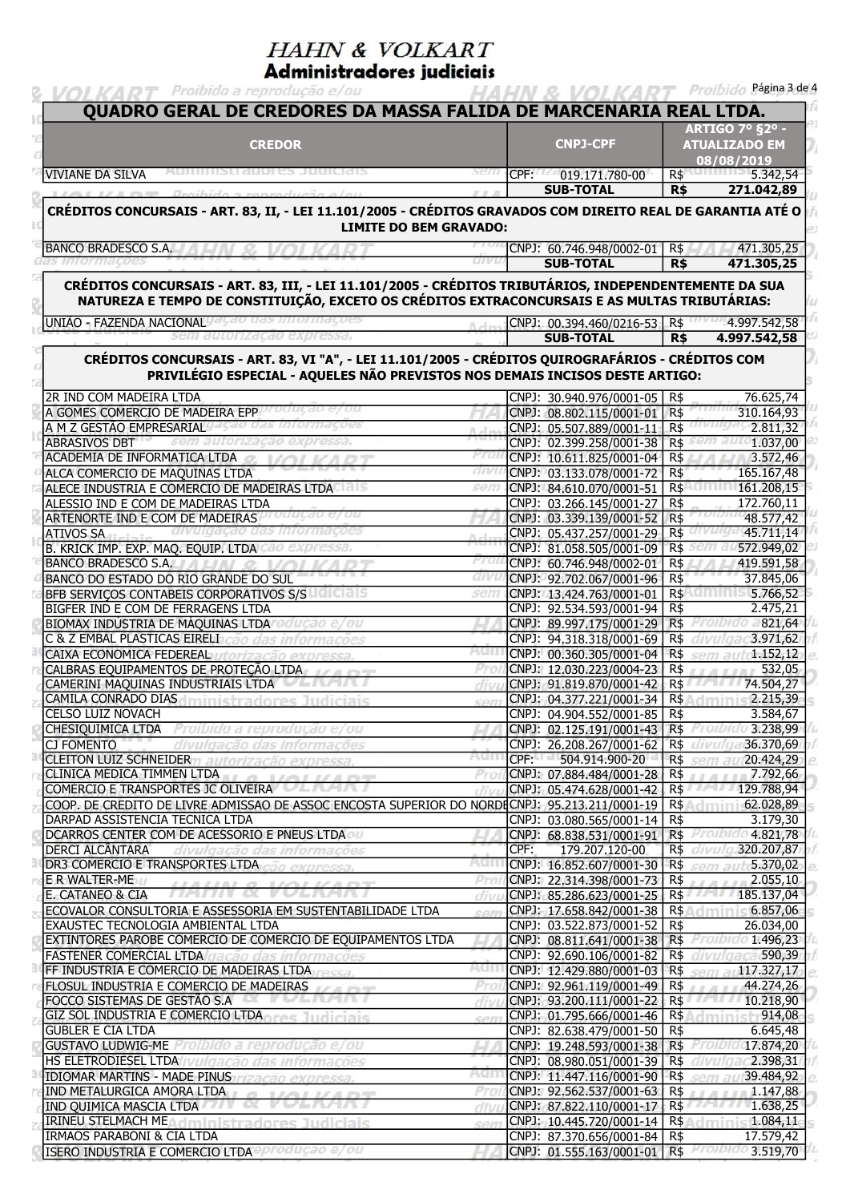# HAHN & VOLKART
## Administradores judiciais

| QUADRO GERAL DE CREDORES DA MASSA FALIDA DE MARCENARIA REAL LTDA. | | |
|---|---|---|
| **CREDOR** | **CNPJ-CPF** | **ARTIGO 7º §2º - ATUALIZADO EM 08/08/2019** |
| VIVIANE DA SILVA | CPF: 019.171.780-00 | R$ 5.342,54 |
| | **SUB-TOTAL** | **R$ 271.042,89** |
| **CRÉDITOS CONCURSAIS - ART. 83, II, - LEI 11.101/2005 - CRÉDITOS GRAVADOS COM DIREITO REAL DE GARANTIA ATÉ O LIMITE DO BEM GRAVADO:** | | |
| BANCO BRADESCO S.A. | CNPJ: 60.746.948/0002-01 | R$ 471.305,25 |
| | **SUB-TOTAL** | **R$ 471.305,25** |
| **CRÉDITOS CONCURSAIS - ART. 83, III, - LEI 11.101/2005 - CRÉDITOS TRIBUTÁRIOS, INDEPENDENTEMENTE DA SUA NATUREZA E TEMPO DE CONSTITUIÇÃO, EXCETO OS CRÉDITOS EXTRACONCURSAIS E AS MULTAS TRIBUTÁRIAS:** | | |
| UNIÃO - FAZENDA NACIONAL | CNPJ: 00.394.460/0216-53 | R$ 4.997.542,58 |
| | **SUB-TOTAL** | **R$ 4.997.542,58** |
| **CRÉDITOS CONCURSAIS - ART. 83, VI "A", - LEI 11.101/2005 - CRÉDITOS QUIROGRAFÁRIOS - CRÉDITOS COM PRIVILÉGIO ESPECIAL - AQUELES NÃO PREVISTOS NOS DEMAIS INCISOS DESTE ARTIGO:** | | |
| 2R IND COM MADEIRA LTDA | CNPJ: 30.940.976/0001-05 | R$ 76.625,74 |
| A GOMES COMERCIO DE MADEIRA EPP | CNPJ: 08.802.115/0001-01 | R$ 310.164,93 |
| A M Z GESTÃO EMPRESARIAL | CNPJ: 05.507.889/0001-11 | R$ 2.811,32 |
| ABRASIVOS DBT | CNPJ: 02.399.258/0001-38 | R$ 1.037,00 |
| ACADEMIA DE INFORMATICA LTDA | CNPJ: 10.611.825/0001-04 | R$ 3.572,46 |
| ALCA COMERCIO DE MAQUINAS LTDA | CNPJ: 03.133.078/0001-72 | R$ 165.167,48 |
| ALECE INDUSTRIA E COMERCIO DE MADEIRAS LTDA | CNPJ: 84.610.070/0001-51 | R$ 161.208,15 |
| ALESSIO IND E COM DE MADEIRAS LTDA | CNPJ: 03.266.145/0001-27 | R$ 172.760,11 |
| ARTENORTE IND E COM DE MADEIRAS | CNPJ: 03.339.139/0001-52 | R$ 48.577,42 |
| ATIVOS SA | CNPJ: 05.437.257/0001-29 | R$ 45.711,14 |
| B. KRICK IMP. EXP. MAQ. EQUIP. LTDA | CNPJ: 81.058.505/0001-09 | R$ 572.949,02 |
| BANCO BRADESCO S.A. | CNPJ: 60.746.948/0002-01 | R$ 419.591,58 |
| BANCO DO ESTADO DO RIO GRANDE DO SUL | CNPJ: 92.702.067/0001-96 | R$ 37.845,06 |
| BFB SERVIÇOS CONTABEIS CORPORATIVOS S/S | CNPJ: 13.424.763/0001-01 | R$ 5.766,52 |
| BIGFER IND E COM DE FERRAGENS LTDA | CNPJ: 92.534.593/0001-94 | R$ 2.475,21 |
| BIOMAX INDUSTRIA DE MAQUINAS LTDA | CNPJ: 89.997.175/0001-29 | R$ 821,64 |
| C & Z EMBAL PLASTICAS EIRELI | CNPJ: 94.318.318/0001-69 | R$ 3.971,62 |
| CAIXA ECONOMICA FEDEREAL | CNPJ: 00.360.305/0001-04 | R$ 1.152,12 |
| CALBRAS EQUIPAMENTOS DE PROTEÇÃO LTDA | CNPJ: 12.030.223/0004-23 | R$ 532,05 |
| CAMERINI MAQUINAS INDUSTRIAIS LTDA | CNPJ: 91.819.870/0001-42 | R$ 74.504,27 |
| CAMILA CONRADO DIAS | CNPJ: 04.377.221/0001-34 | R$ 2.215,39 |
| CELSO LUIZ NOVACH | CNPJ: 04.904.552/0001-85 | R$ 3.584,67 |
| CHESIQUIMICA LTDA | CNPJ: 02.125.191/0001-43 | R$ 3.238,99 |
| CJ FOMENTO | CNPJ: 26.208.267/0001-62 | R$ 36.370,69 |
| CLEITON LUIZ SCHNEIDER | CPF: 504.914.900-20 | R$ 20.424,29 |
| CLINICA MEDICA TIMMEN LTDA | CNPJ: 07.884.484/0001-28 | R$ 7.792,66 |
| COMERCIO E TRANSPORTES JC OLIVEIRA | CNPJ: 05.474.628/0001-42 | R$ 129.788,94 |
| COOP. DE CREDITO DE LIVRE ADMISSAO DE ASSOC ENCOSTA SUPERIOR DO NORDE | CNPJ: 95.213.211/0001-19 | R$ 62.028,89 |
| DARPAD ASSISTENCIA TECNICA LTDA | CNPJ: 03.080.565/0001-14 | R$ 3.179,30 |
| DCARROS CENTER COM DE ACESSORIO E PNEUS LTDA | CNPJ: 68.838.531/0001-91 | R$ 4.821,78 |
| DERCI ALCÂNTARA | CPF: 179.207.120-00 | R$ 320.207,87 |
| DR3 COMERCIO E TRANSPORTES LTDA | CNPJ: 16.852.607/0001-30 | R$ 5.370,02 |
| E R WALTER-ME | CNPJ: 22.314.398/0001-73 | R$ 2.055,10 |
| E. CATANEO & CIA | CNPJ: 85.286.623/0001-25 | R$ 185.137,04 |
| ECOVALOR CONSULTORIA E ASSESSORIA EM SUSTENTABILIDADE LTDA | CNPJ: 17.658.842/0001-38 | R$ 6.857,06 |
| EXAUSTEC TECNOLOGIA AMBIENTAL LTDA | CNPJ: 03.522.873/0001-52 | R$ 26.034,00 |
| EXTINTORES PAROBE COMERCIO DE COMERCIO DE EQUIPAMENTOS LTDA | CNPJ: 08.811.641/0001-38 | R$ 1.496,23 |
| FASTENER COMERCIAL LTDA | CNPJ: 92.690.106/0001-82 | R$ 590,39 |
| FF INDUSTRIA E COMERCIO DE MADEIRAS LTDA | CNPJ: 12.429.880/0001-03 | R$ 117.327,17 |
| FLOSUL INDUSTRIA E COMERCIO DE MADEIRAS | CNPJ: 92.961.119/0001-49 | R$ 44.274,26 |
| FOCCO SISTEMAS DE GESTÃO S.A | CNPJ: 93.200.111/0001-22 | R$ 10.218,90 |
| GIZ SOL INDUSTRIA E COMERCIO LTDA | CNPJ: 01.795.666/0001-46 | R$ 914,08 |
| GUBLER E CIA LTDA | CNPJ: 82.638.479/0001-50 | R$ 6.645,48 |
| GUSTAVO LUDWIG-ME | CNPJ: 19.248.593/0001-38 | R$ 17.874,20 |
| HS ELETRODIESEL LTDA | CNPJ: 08.980.051/0001-39 | R$ 2.398,31 |
| IDIOMAR MARTINS - MADE PINUS | CNPJ: 11.447.116/0001-90 | R$ 39.484,92 |
| IND METALURGICA AMORA LTDA | CNPJ: 92.562.537/0001-63 | R$ 1.147,88 |
| IND QUIMICA MASCIA LTDA | CNPJ: 87.822.110/0001-17 | R$ 1.638,25 |
| IRINEU STELMACH ME | CNPJ: 10.445.720/0001-14 | R$ 1.084,11 |
| IRMAOS PARABONI & CIA LTDA | CNPJ: 87.370.656/0001-84 | R$ 17.579,42 |
| ISERO INDUSTRIA E COMERCIO LTDA | CNPJ: 01.555.163/0001-01 | R$ 3.519,70 |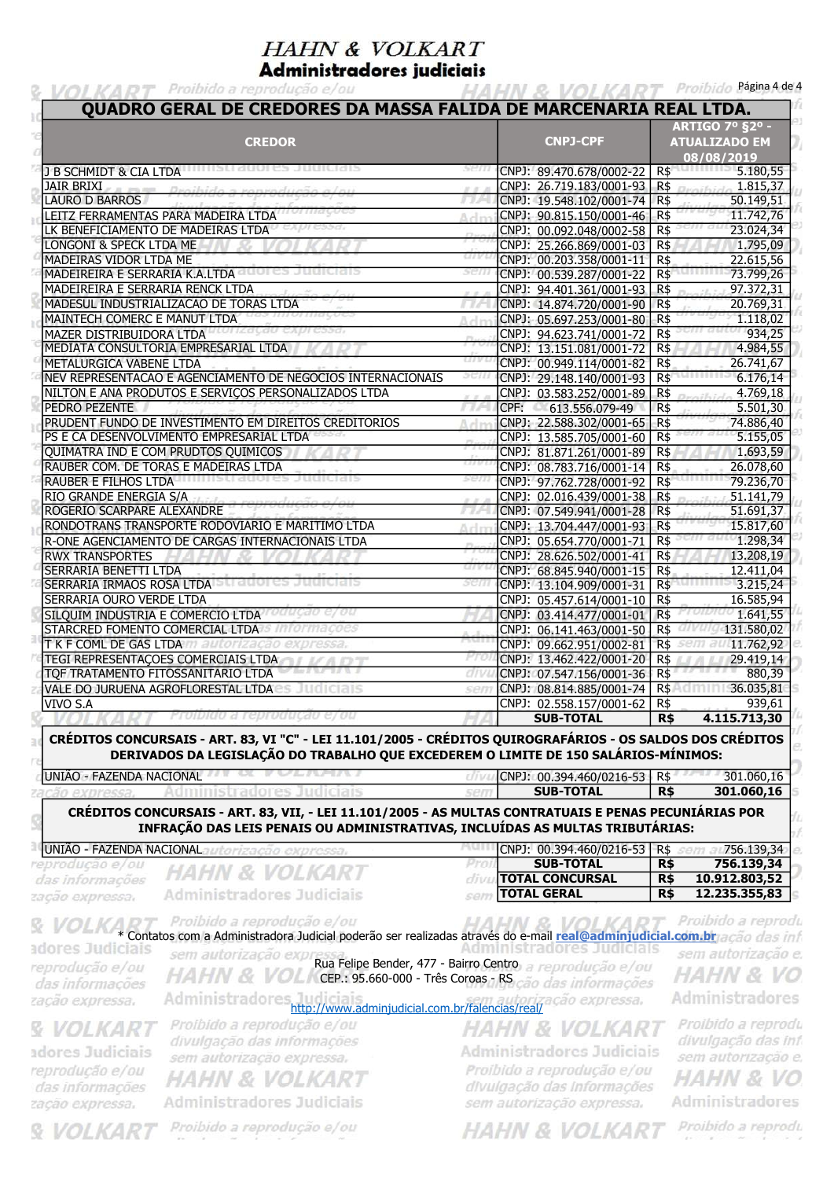# HAHN & VOLKART
**Administradores judiciais**

## QUADRO GERAL DE CREDORES DA MASSA FALIDA DE MARCENARIA REAL LTDA.

| CREDOR | CNPJ-CPF | ARTIGO 7º §2º - ATUALIZADO EM 08/08/2019 |
|---|---|---|
| J B SCHMIDT & CIA LTDA | CNPJ: 89.470.678/0002-22 | R$ 5.180,55 |
| JAIR BRIXI | CNPJ: 26.719.183/0001-93 | R$ 1.815,37 |
| LAURO D BARROS | CNPJ: 19.548.102/0001-74 | R$ 50.149,51 |
| LEITZ FERRAMENTAS PARA MADEIRA LTDA | CNPJ: 90.815.150/0001-46 | R$ 11.742,76 |
| LK BENEFICIAMENTO DE MADEIRAS LTDA | CNPJ: 00.092.048/0002-58 | R$ 23.024,34 |
| LONGONI & SPECK LTDA ME | CNPJ: 25.266.869/0001-03 | R$ 1.795,09 |
| MADEIRAS VIDOR LTDA ME | CNPJ: 00.203.358/0001-11 | R$ 22.615,56 |
| MADEIREIRA E SERRARIA K.A.LTDA | CNPJ: 00.539.287/0001-22 | R$ 73.799,26 |
| MADEIREIRA E SERRARIA RENCK LTDA | CNPJ: 94.401.361/0001-93 | R$ 97.372,31 |
| MADESUL INDUSTRIALIZACAO DE TORAS LTDA | CNPJ: 14.874.720/0001-90 | R$ 20.769,31 |
| MAINTECH COMERC E MANUT LTDA | CNPJ: 05.697.253/0001-80 | R$ 1.118,02 |
| MAZER DISTRIBUIDORA LTDA | CNPJ: 94.623.741/0001-72 | R$ 934,25 |
| MEDIATA CONSULTORIA EMPRESARIAL LTDA | CNPJ: 13.151.081/0001-72 | R$ 4.984,55 |
| METALURGICA VABENE LTDA | CNPJ: 00.949.114/0001-82 | R$ 26.741,67 |
| NEV REPRESENTACAO E AGENCIAMENTO DE NEGOCIOS INTERNACIONAIS | CNPJ: 29.148.140/0001-93 | R$ 6.176,14 |
| NILTON E ANA PRODUTOS E SERVIÇOS PERSONALIZADOS LTDA | CNPJ: 03.583.252/0001-89 | R$ 4.769,18 |
| PEDRO PEZENTE | CPF: 613.556.079-49 | R$ 5.501,30 |
| PRUDENT FUNDO DE INVESTIMENTO EM DIREITOS CREDITORIOS | CNPJ: 22.588.302/0001-65 | R$ 74.886,40 |
| PS E CA DESENVOLVIMENTO EMPRESARIAL LTDA | CNPJ: 13.585.705/0001-60 | R$ 5.155,05 |
| QUIMATRA IND E COM PRUDTOS QUIMICOS | CNPJ: 81.871.261/0001-89 | R$ 1.693,59 |
| RAUBER COM. DE TORAS E MADEIRAS LTDA | CNPJ: 08.783.716/0001-14 | R$ 26.078,60 |
| RAUBER E FILHOS LTDA | CNPJ: 97.762.728/0001-92 | R$ 79.236,70 |
| RIO GRANDE ENERGIA S/A | CNPJ: 02.016.439/0001-38 | R$ 51.141,79 |
| ROGERIO SCARPARE ALEXANDRE | CNPJ: 07.549.941/0001-28 | R$ 51.691,37 |
| RONDOTRANS TRANSPORTE RODOVIARIO E MARITIMO LTDA | CNPJ: 13.704.447/0001-93 | R$ 15.817,60 |
| R-ONE AGENCIAMENTO DE CARGAS INTERNACIONAIS LTDA | CNPJ: 05.654.770/0001-71 | R$ 1.298,34 |
| RWX TRANSPORTES | CNPJ: 28.626.502/0001-41 | R$ 13.208,19 |
| SERRARIA BENETTI LTDA | CNPJ: 68.845.940/0001-15 | R$ 12.411,04 |
| SERRARIA IRMAOS ROSA LTDA | CNPJ: 13.104.909/0001-31 | R$ 3.215,24 |
| SERRARIA OURO VERDE LTDA | CNPJ: 05.457.614/0001-10 | R$ 16.585,94 |
| SILQUIM INDUSTRIA E COMERCIO LTDA | CNPJ: 03.414.477/0001-01 | R$ 1.641,55 |
| STARCRED FOMENTO COMERCIAL LTDA | CNPJ: 06.141.463/0001-50 | R$ 131.580,02 |
| T K F COML DE GAS LTDA | CNPJ: 09.662.951/0002-81 | R$ 11.762,92 |
| TEGI REPRESENTAÇOES COMERCIAIS LTDA | CNPJ: 13.462.422/0001-20 | R$ 29.419,14 |
| TQF TRATAMENTO FITOSSANITARIO LTDA | CNPJ: 07.547.156/0001-36 | R$ 880,39 |
| VALE DO JURUENA AGROFLORESTAL LTDA | CNPJ: 08.814.885/0001-74 | R$ 36.035,81 |
| VIVO S.A | CNPJ: 02.558.157/0001-62 | R$ 939,61 |
| | **SUB-TOTAL** | **R$ 4.115.713,30** |

**CRÉDITOS CONCURSAIS - ART. 83, VI "C" - LEI 11.101/2005 - CRÉDITOS QUIROGRAFÁRIOS - OS SALDOS DOS CRÉDITOS DERIVADOS DA LEGISLAÇÃO DO TRABALHO QUE EXCEDEREM O LIMITE DE 150 SALÁRIOS-MÍNIMOS:**

| | | |
|---|---|---|
| UNIÃO - FAZENDA NACIONAL | CNPJ: 00.394.460/0216-53 | R$ 301.060,16 |
| | **SUB-TOTAL** | **R$ 301.060,16** |

**CRÉDITOS CONCURSAIS - ART. 83, VII, - LEI 11.101/2005 - AS MULTAS CONTRATUAIS E PENAS PECUNIÁRIAS POR INFRAÇÃO DAS LEIS PENAIS OU ADMINISTRATIVAS, INCLUÍDAS AS MULTAS TRIBUTÁRIAS:**

| | | |
|---|---|---|
| UNIÃO - FAZENDA NACIONAL | CNPJ: 00.394.460/0216-53 | R$ 756.139,34 |
| | **SUB-TOTAL** | **R$ 756.139,34** |
| | **TOTAL CONCURSAL** | **R$ 10.912.803,52** |
| | **TOTAL GERAL** | **R$ 12.235.355,83** |

\* Contatos com a Administradora Judicial poderão ser realizadas através do e-mail real@adminjudicial.com.br

Rua Felipe Bender, 477 - Bairro Centro
CEP.: 95.660-000 - Três Coroas - RS

http://www.adminjudicial.com.br/falencias/real/